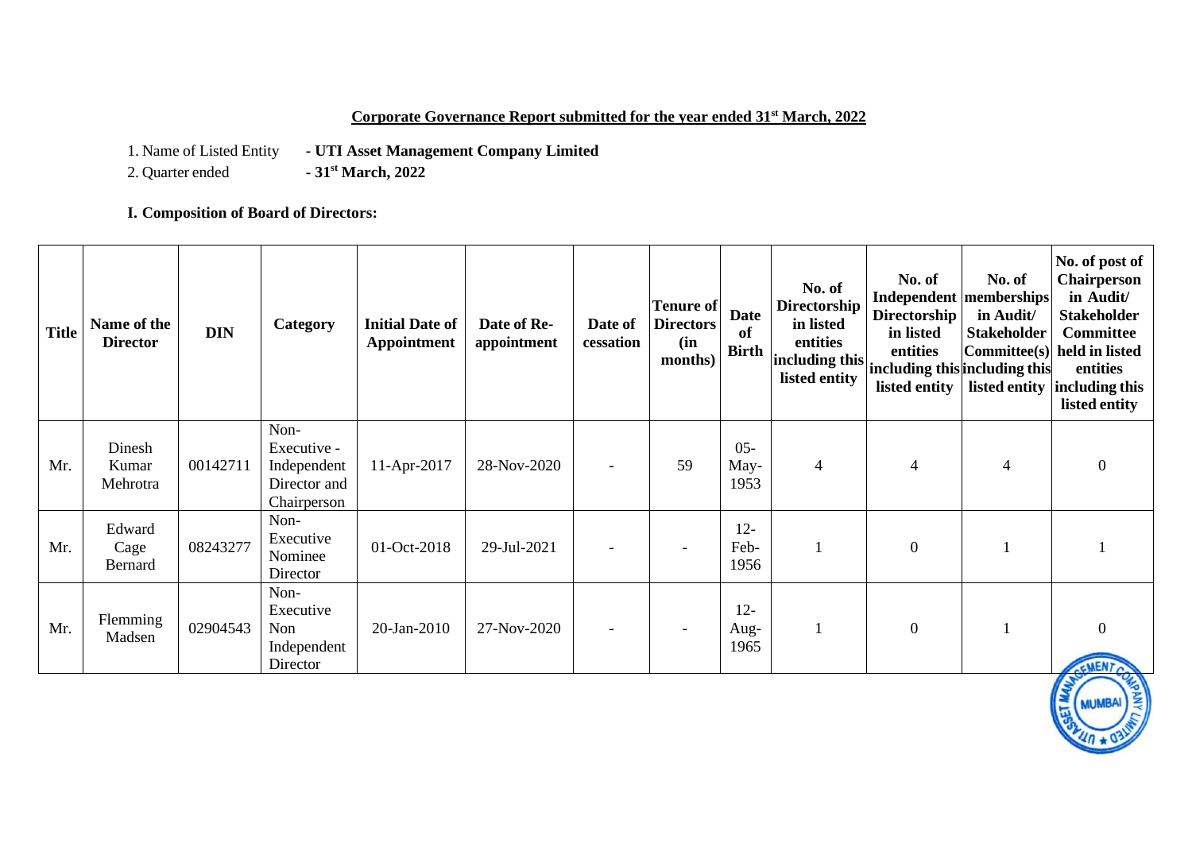**Corporate Governance Report submitted for the year ended 31st March, 2022**

1. Name of Listed Entity **- UTI Asset Management Company Limited**
2. Quarter ended **- 31st March, 2022**

**I. Composition of Board of Directors:**

| Title | Name of the Director | DIN | Category | Initial Date of Appointment | Date of Re-appointment | Date of cessation | Tenure of Directors (in months) | Date of Birth | No. of Directorship in listed entities including this listed entity | No. of Independent Directorship in listed entities including this listed entity | No. of memberships in Audit/ Stakeholder Committee(s) including this listed entity | No. of post of Chairperson in Audit/ Stakeholder Committee held in listed entities including this listed entity |
|---|---|---|---|---|---|---|---|---|---|---|---|---|
| Mr. | Dinesh Kumar Mehrotra | 00142711 | Non-Executive - Independent Director and Chairperson | 11-Apr-2017 | 28-Nov-2020 | - | 59 | 05-May-1953 | 4 | 4 | 4 | 0 |
| Mr. | Edward Cage Bernard | 08243277 | Non-Executive Nominee Director | 01-Oct-2018 | 29-Jul-2021 | - | - | 12-Feb-1956 | 1 | 0 | 1 | 1 |
| Mr. | Flemming Madsen | 02904543 | Non-Executive Non Independent Director | 20-Jan-2010 | 27-Nov-2020 | - | - | 12-Aug-1965 | 1 | 0 | 1 | 0 |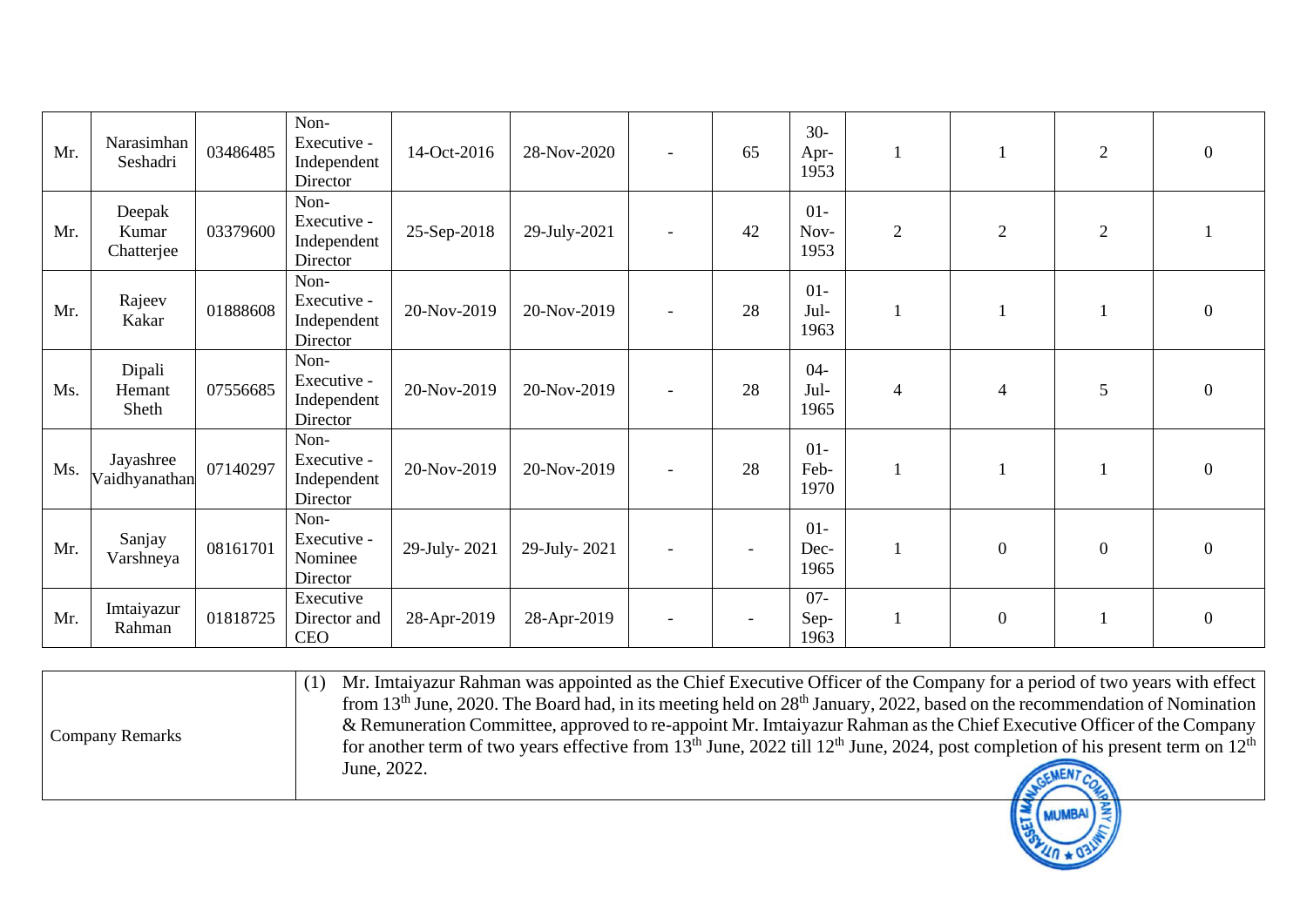| | | | | | | | | | | | | |
|---|---|---|---|---|---|---|---|---|---|---|---|---|
| Mr. | Narasimhan Seshadri | 03486485 | Non-Executive - Independent Director | 14-Oct-2016 | 28-Nov-2020 | - | 65 | 30-Apr-1953 | 1 | 1 | 2 | 0 |
| Mr. | Deepak Kumar Chatterjee | 03379600 | Non-Executive - Independent Director | 25-Sep-2018 | 29-July-2021 | - | 42 | 01-Nov-1953 | 2 | 2 | 2 | 1 |
| Mr. | Rajeev Kakar | 01888608 | Non-Executive - Independent Director | 20-Nov-2019 | 20-Nov-2019 | - | 28 | 01-Jul-1963 | 1 | 1 | 1 | 0 |
| Ms. | Dipali Hemant Sheth | 07556685 | Non-Executive - Independent Director | 20-Nov-2019 | 20-Nov-2019 | - | 28 | 04-Jul-1965 | 4 | 4 | 5 | 0 |
| Ms. | Jayashree Vaidhyanathan | 07140297 | Non-Executive - Independent Director | 20-Nov-2019 | 20-Nov-2019 | - | 28 | 01-Feb-1970 | 1 | 1 | 1 | 0 |
| Mr. | Sanjay Varshneya | 08161701 | Non-Executive - Nominee Director | 29-July- 2021 | 29-July- 2021 | - | - | 01-Dec-1965 | 1 | 0 | 0 | 0 |
| Mr. | Imtaiyazur Rahman | 01818725 | Executive Director and CEO | 28-Apr-2019 | 28-Apr-2019 | - | - | 07-Sep-1963 | 1 | 0 | 1 | 0 |

| | |
|---|---|
| Company Remarks | (1) Mr. Imtaiyazur Rahman was appointed as the Chief Executive Officer of the Company for a period of two years with effect from 13th June, 2020. The Board had, in its meeting held on 28th January, 2022, based on the recommendation of Nomination & Remuneration Committee, approved to re-appoint Mr. Imtaiyazur Rahman as the Chief Executive Officer of the Company for another term of two years effective from 13th June, 2022 till 12th June, 2024, post completion of his present term on 12th June, 2022. |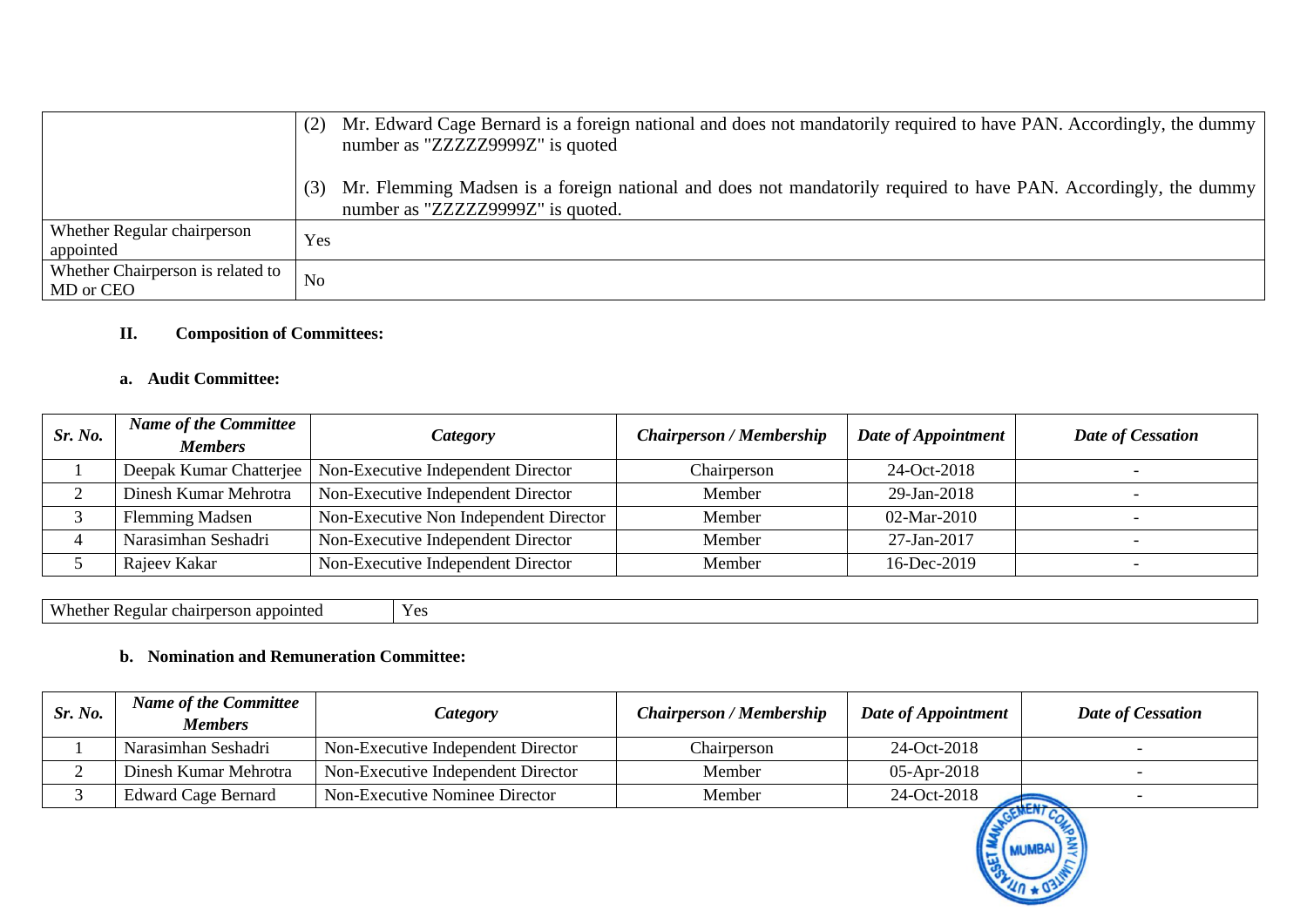| | |
|---|---|
| | (2) Mr. Edward Cage Bernard is a foreign national and does not mandatorily required to have PAN. Accordingly, the dummy number as "ZZZZZ9999Z" is quoted<br><br>(3) Mr. Flemming Madsen is a foreign national and does not mandatorily required to have PAN. Accordingly, the dummy number as "ZZZZZ9999Z" is quoted. |
| Whether Regular chairperson appointed | Yes |
| Whether Chairperson is related to MD or CEO | No |

## II. Composition of Committees:

### a. Audit Committee:

| *Sr. No.* | *Name of the Committee Members* | *Category* | *Chairperson / Membership* | *Date of Appointment* | *Date of Cessation* |
|---|---|---|---|---|---|
| 1 | Deepak Kumar Chatterjee | Non-Executive Independent Director | Chairperson | 24-Oct-2018 | - |
| 2 | Dinesh Kumar Mehrotra | Non-Executive Independent Director | Member | 29-Jan-2018 | - |
| 3 | Flemming Madsen | Non-Executive Non Independent Director | Member | 02-Mar-2010 | - |
| 4 | Narasimhan Seshadri | Non-Executive Independent Director | Member | 27-Jan-2017 | - |
| 5 | Rajeev Kakar | Non-Executive Independent Director | Member | 16-Dec-2019 | - |

| | |
|---|---|
| Whether Regular chairperson appointed | Yes |

### b. Nomination and Remuneration Committee:

| *Sr. No.* | *Name of the Committee Members* | *Category* | *Chairperson / Membership* | *Date of Appointment* | *Date of Cessation* |
|---|---|---|---|---|---|
| 1 | Narasimhan Seshadri | Non-Executive Independent Director | Chairperson | 24-Oct-2018 | - |
| 2 | Dinesh Kumar Mehrotra | Non-Executive Independent Director | Member | 05-Apr-2018 | - |
| 3 | Edward Cage Bernard | Non-Executive Nominee Director | Member | 24-Oct-2018 | - |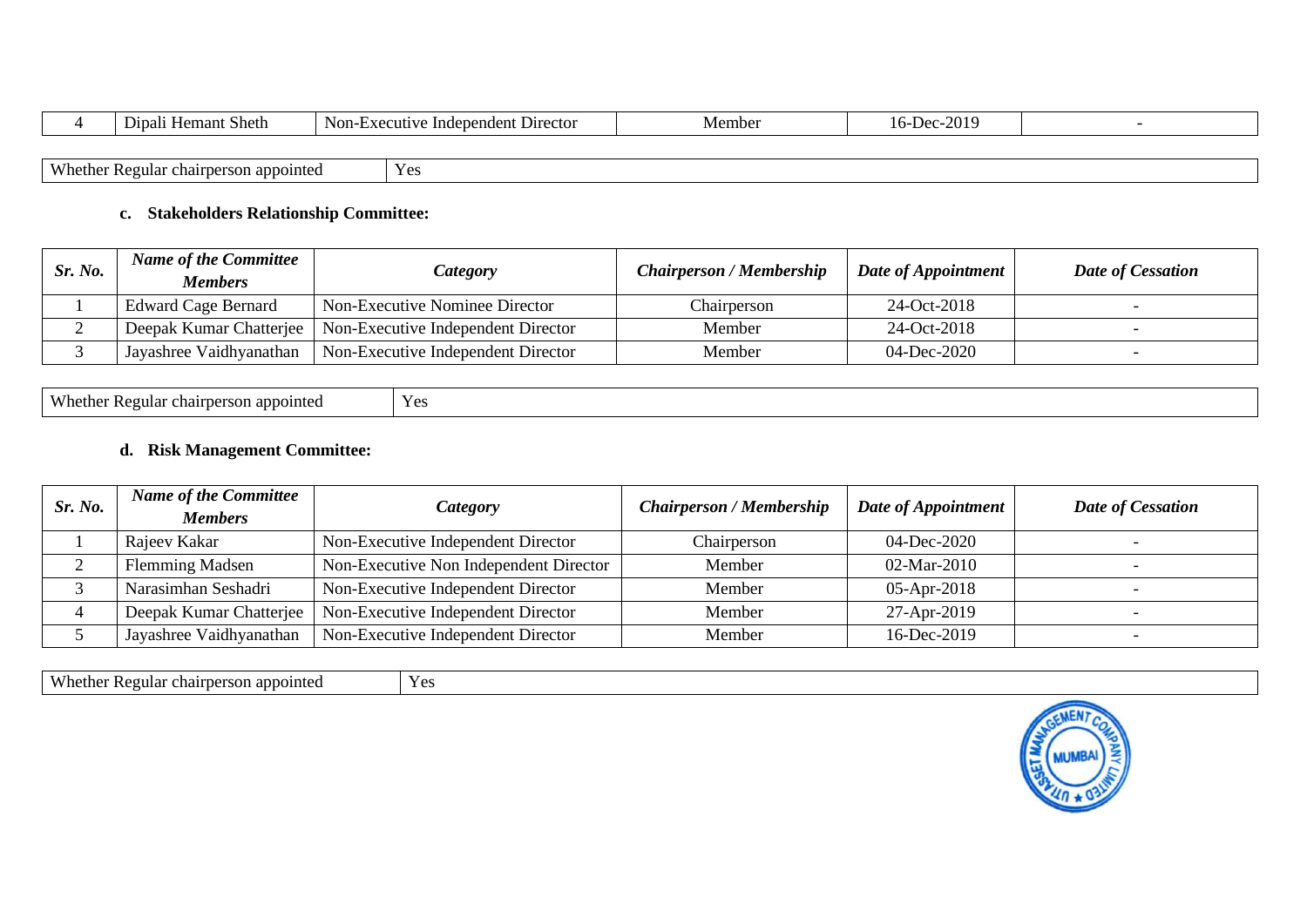| 4 | Dipali Hemant Sheth | Non-Executive Independent Director | Member | 16-Dec-2019 | - |
|---|---|---|---|---|---|

| Whether Regular chairperson appointed | Yes |
|---|---|

**c. Stakeholders Relationship Committee:**

| *Sr. No.* | *Name of the Committee Members* | *Category* | *Chairperson / Membership* | *Date of Appointment* | *Date of Cessation* |
|---|---|---|---|---|---|
| 1 | Edward Cage Bernard | Non-Executive Nominee Director | Chairperson | 24-Oct-2018 | - |
| 2 | Deepak Kumar Chatterjee | Non-Executive Independent Director | Member | 24-Oct-2018 | - |
| 3 | Jayashree Vaidhyanathan | Non-Executive Independent Director | Member | 04-Dec-2020 | - |

| Whether Regular chairperson appointed | Yes |
|---|---|

**d. Risk Management Committee:**

| *Sr. No.* | *Name of the Committee Members* | *Category* | *Chairperson / Membership* | *Date of Appointment* | *Date of Cessation* |
|---|---|---|---|---|---|
| 1 | Rajeev Kakar | Non-Executive Independent Director | Chairperson | 04-Dec-2020 | - |
| 2 | Flemming Madsen | Non-Executive Non Independent Director | Member | 02-Mar-2010 | - |
| 3 | Narasimhan Seshadri | Non-Executive Independent Director | Member | 05-Apr-2018 | - |
| 4 | Deepak Kumar Chatterjee | Non-Executive Independent Director | Member | 27-Apr-2019 | - |
| 5 | Jayashree Vaidhyanathan | Non-Executive Independent Director | Member | 16-Dec-2019 | - |

| Whether Regular chairperson appointed | Yes |
|---|---|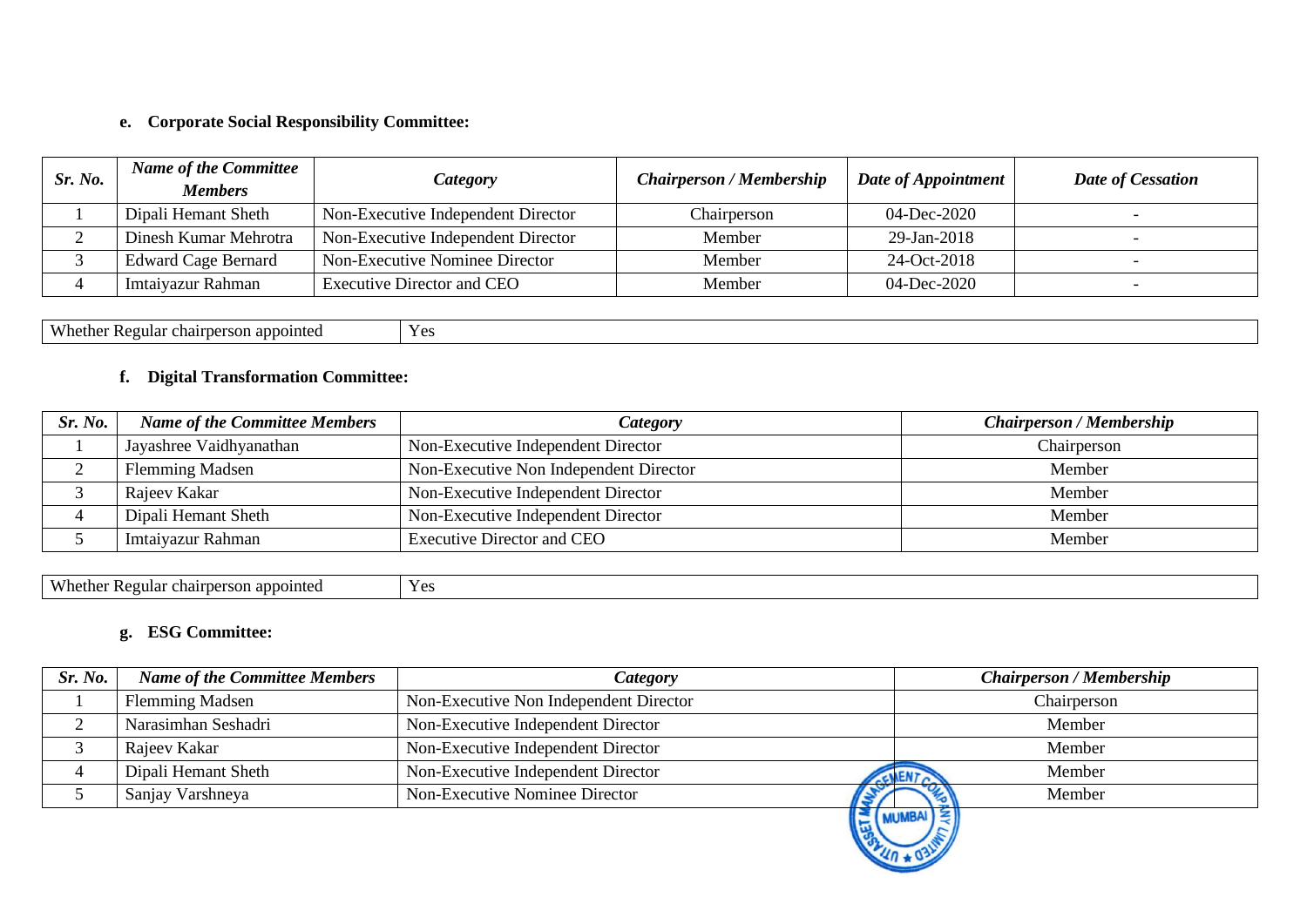**e. Corporate Social Responsibility Committee:**

| *Sr. No.* | *Name of the Committee Members* | *Category* | *Chairperson / Membership* | *Date of Appointment* | *Date of Cessation* |
|---|---|---|---|---|---|
| 1 | Dipali Hemant Sheth | Non-Executive Independent Director | Chairperson | 04-Dec-2020 | - |
| 2 | Dinesh Kumar Mehrotra | Non-Executive Independent Director | Member | 29-Jan-2018 | - |
| 3 | Edward Cage Bernard | Non-Executive Nominee Director | Member | 24-Oct-2018 | - |
| 4 | Imtaiyazur Rahman | Executive Director and CEO | Member | 04-Dec-2020 | - |

| Whether Regular chairperson appointed | Yes |
|---|---|

**f. Digital Transformation Committee:**

| *Sr. No.* | *Name of the Committee Members* | *Category* | *Chairperson / Membership* |
|---|---|---|---|
| 1 | Jayashree Vaidhyanathan | Non-Executive Independent Director | Chairperson |
| 2 | Flemming Madsen | Non-Executive Non Independent Director | Member |
| 3 | Rajeev Kakar | Non-Executive Independent Director | Member |
| 4 | Dipali Hemant Sheth | Non-Executive Independent Director | Member |
| 5 | Imtaiyazur Rahman | Executive Director and CEO | Member |

| Whether Regular chairperson appointed | Yes |
|---|---|

**g. ESG Committee:**

| *Sr. No.* | *Name of the Committee Members* | *Category* | *Chairperson / Membership* |
|---|---|---|---|
| 1 | Flemming Madsen | Non-Executive Non Independent Director | Chairperson |
| 2 | Narasimhan Seshadri | Non-Executive Independent Director | Member |
| 3 | Rajeev Kakar | Non-Executive Independent Director | Member |
| 4 | Dipali Hemant Sheth | Non-Executive Independent Director | Member |
| 5 | Sanjay Varshneya | Non-Executive Nominee Director | Member |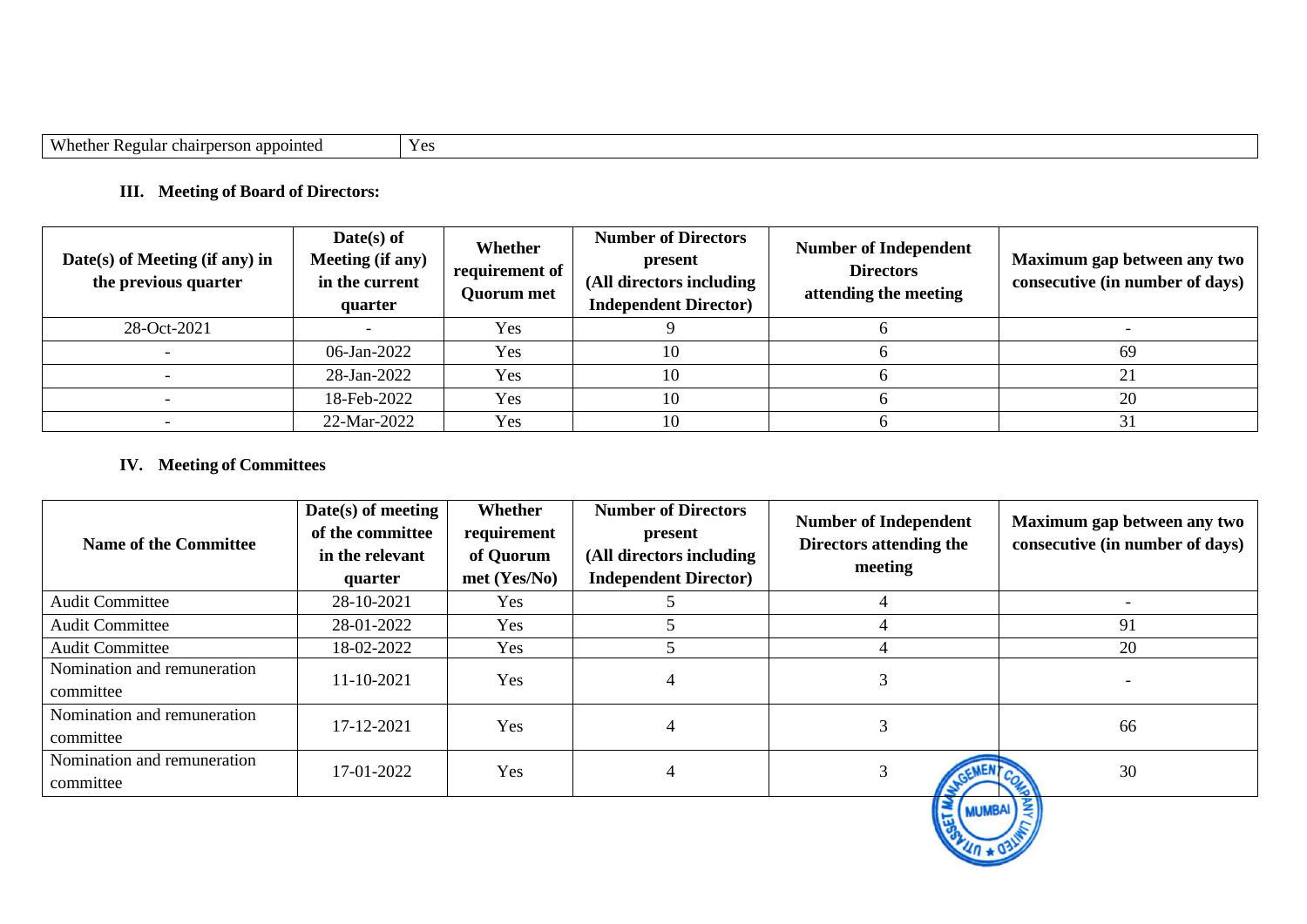| Whether Regular chairperson appointed | Yes |
|---|---|

### III. Meeting of Board of Directors:

| Date(s) of Meeting (if any) in the previous quarter | Date(s) of Meeting (if any) in the current quarter | Whether requirement of Quorum met | Number of Directors present (All directors including Independent Director) | Number of Independent Directors attending the meeting | Maximum gap between any two consecutive (in number of days) |
|---|---|---|---|---|---|
| 28-Oct-2021 | - | Yes | 9 | 6 | - |
| - | 06-Jan-2022 | Yes | 10 | 6 | 69 |
| - | 28-Jan-2022 | Yes | 10 | 6 | 21 |
| - | 18-Feb-2022 | Yes | 10 | 6 | 20 |
| - | 22-Mar-2022 | Yes | 10 | 6 | 31 |

### IV. Meeting of Committees

| Name of the Committee | Date(s) of meeting of the committee in the relevant quarter | Whether requirement of Quorum met (Yes/No) | Number of Directors present (All directors including Independent Director) | Number of Independent Directors attending the meeting | Maximum gap between any two consecutive (in number of days) |
|---|---|---|---|---|---|
| Audit Committee | 28-10-2021 | Yes | 5 | 4 | - |
| Audit Committee | 28-01-2022 | Yes | 5 | 4 | 91 |
| Audit Committee | 18-02-2022 | Yes | 5 | 4 | 20 |
| Nomination and remuneration committee | 11-10-2021 | Yes | 4 | 3 | - |
| Nomination and remuneration committee | 17-12-2021 | Yes | 4 | 3 | 66 |
| Nomination and remuneration committee | 17-01-2022 | Yes | 4 | 3 | 30 |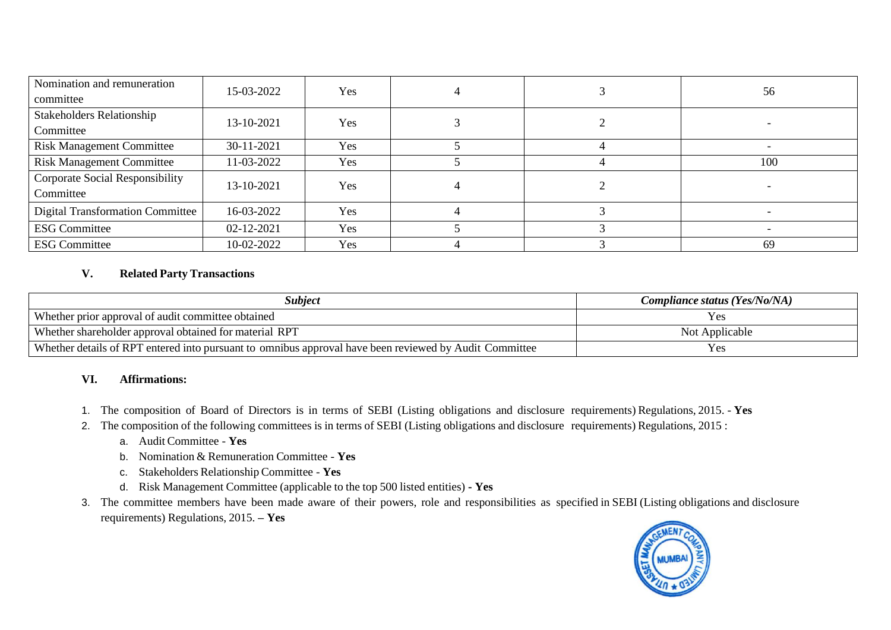| Nomination and remuneration committee | 15-03-2022 | Yes | 4 | 3 | 56 |
|---|---|---|---|---|---|
| Stakeholders Relationship Committee | 13-10-2021 | Yes | 3 | 2 | - |
| Risk Management Committee | 30-11-2021 | Yes | 5 | 4 | - |
| Risk Management Committee | 11-03-2022 | Yes | 5 | 4 | 100 |
| Corporate Social Responsibility Committee | 13-10-2021 | Yes | 4 | 2 | - |
| Digital Transformation Committee | 16-03-2022 | Yes | 4 | 3 | - |
| ESG Committee | 02-12-2021 | Yes | 5 | 3 | - |
| ESG Committee | 10-02-2022 | Yes | 4 | 3 | 69 |

### V. Related Party Transactions

| *Subject* | *Compliance status (Yes/No/NA)* |
|---|---|
| Whether prior approval of audit committee obtained | Yes |
| Whether shareholder approval obtained for material RPT | Not Applicable |
| Whether details of RPT entered into pursuant to omnibus approval have been reviewed by Audit Committee | Yes |

### VI. Affirmations:

1. The composition of Board of Directors is in terms of SEBI (Listing obligations and disclosure requirements) Regulations, 2015. - **Yes**
2. The composition of the following committees is in terms of SEBI (Listing obligations and disclosure requirements) Regulations, 2015 :
   a. Audit Committee - **Yes**
   b. Nomination & Remuneration Committee - **Yes**
   c. Stakeholders Relationship Committee - **Yes**
   d. Risk Management Committee (applicable to the top 500 listed entities) **- Yes**
3. The committee members have been made aware of their powers, role and responsibilities as specified in SEBI (Listing obligations and disclosure requirements) Regulations, 2015. **– Yes**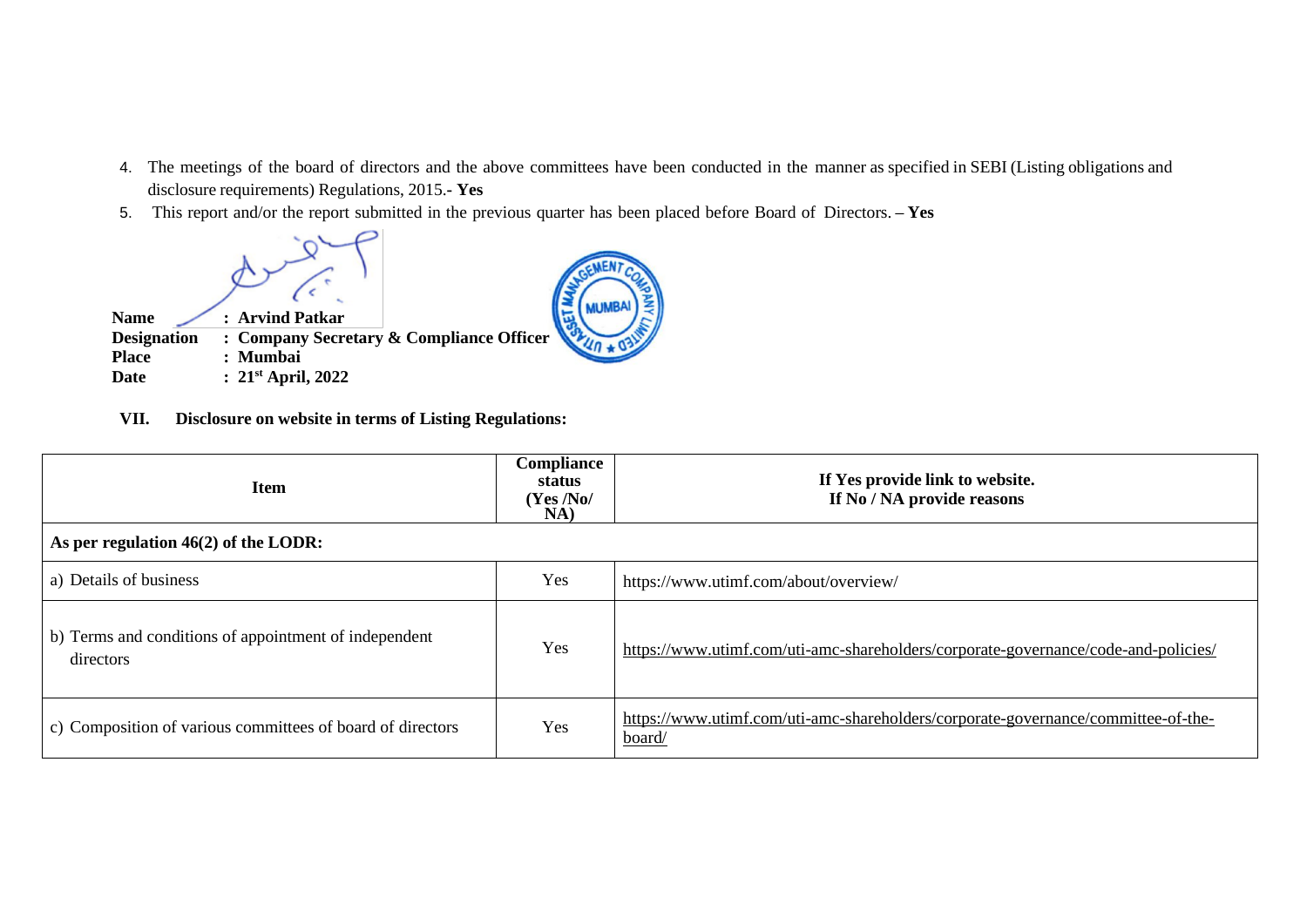4. The meetings of the board of directors and the above committees have been conducted in the manner as specified in SEBI (Listing obligations and disclosure requirements) Regulations, 2015.- **Yes**
5. This report and/or the report submitted in the previous quarter has been placed before Board of Directors. – **Yes**

**Name** : **Arvind Patkar**
**Designation** : **Company Secretary & Compliance Officer**
**Place** : **Mumbai**
**Date** : **21st April, 2022**

**VII. Disclosure on website in terms of Listing Regulations:**

| **Item** | **Compliance status (Yes /No/ NA)** | **If Yes provide link to website. If No / NA provide reasons** |
|---|---|---|
| **As per regulation 46(2) of the LODR:** | | |
| a) Details of business | Yes | https://www.utimf.com/about/overview/ |
| b) Terms and conditions of appointment of independent directors | Yes | https://www.utimf.com/uti-amc-shareholders/corporate-governance/code-and-policies/ |
| c) Composition of various committees of board of directors | Yes | https://www.utimf.com/uti-amc-shareholders/corporate-governance/committee-of-the-board/ |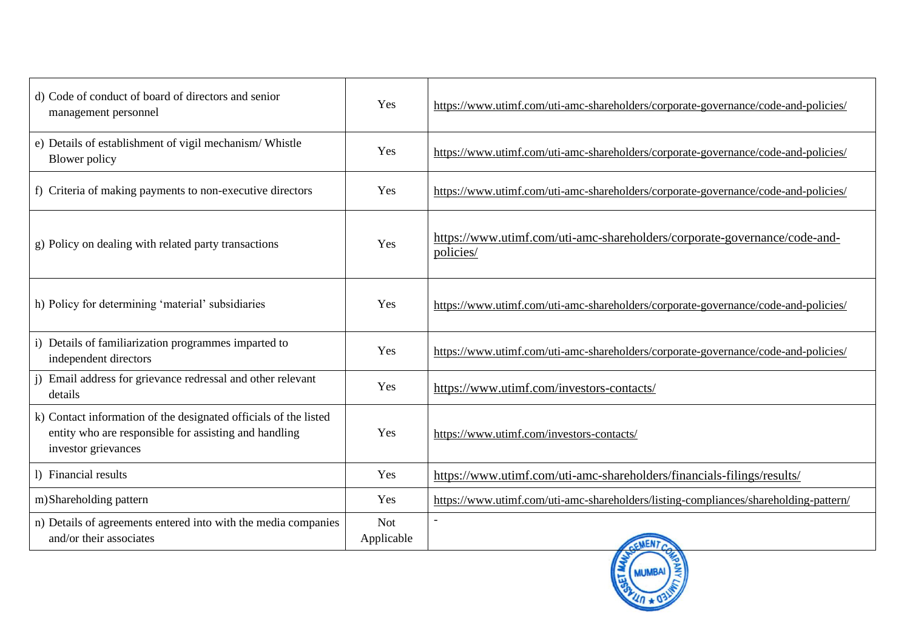| | | |
|---|---|---|
| d) Code of conduct of board of directors and senior management personnel | Yes | https://www.utimf.com/uti-amc-shareholders/corporate-governance/code-and-policies/ |
| e) Details of establishment of vigil mechanism/ Whistle Blower policy | Yes | https://www.utimf.com/uti-amc-shareholders/corporate-governance/code-and-policies/ |
| f) Criteria of making payments to non-executive directors | Yes | https://www.utimf.com/uti-amc-shareholders/corporate-governance/code-and-policies/ |
| g) Policy on dealing with related party transactions | Yes | https://www.utimf.com/uti-amc-shareholders/corporate-governance/code-and-policies/ |
| h) Policy for determining 'material' subsidiaries | Yes | https://www.utimf.com/uti-amc-shareholders/corporate-governance/code-and-policies/ |
| i) Details of familiarization programmes imparted to independent directors | Yes | https://www.utimf.com/uti-amc-shareholders/corporate-governance/code-and-policies/ |
| j) Email address for grievance redressal and other relevant details | Yes | https://www.utimf.com/investors-contacts/ |
| k) Contact information of the designated officials of the listed entity who are responsible for assisting and handling investor grievances | Yes | https://www.utimf.com/investors-contacts/ |
| l) Financial results | Yes | https://www.utimf.com/uti-amc-shareholders/financials-filings/results/ |
| m) Shareholding pattern | Yes | https://www.utimf.com/uti-amc-shareholders/listing-compliances/shareholding-pattern/ |
| n) Details of agreements entered into with the media companies and/or their associates | Not Applicable | - |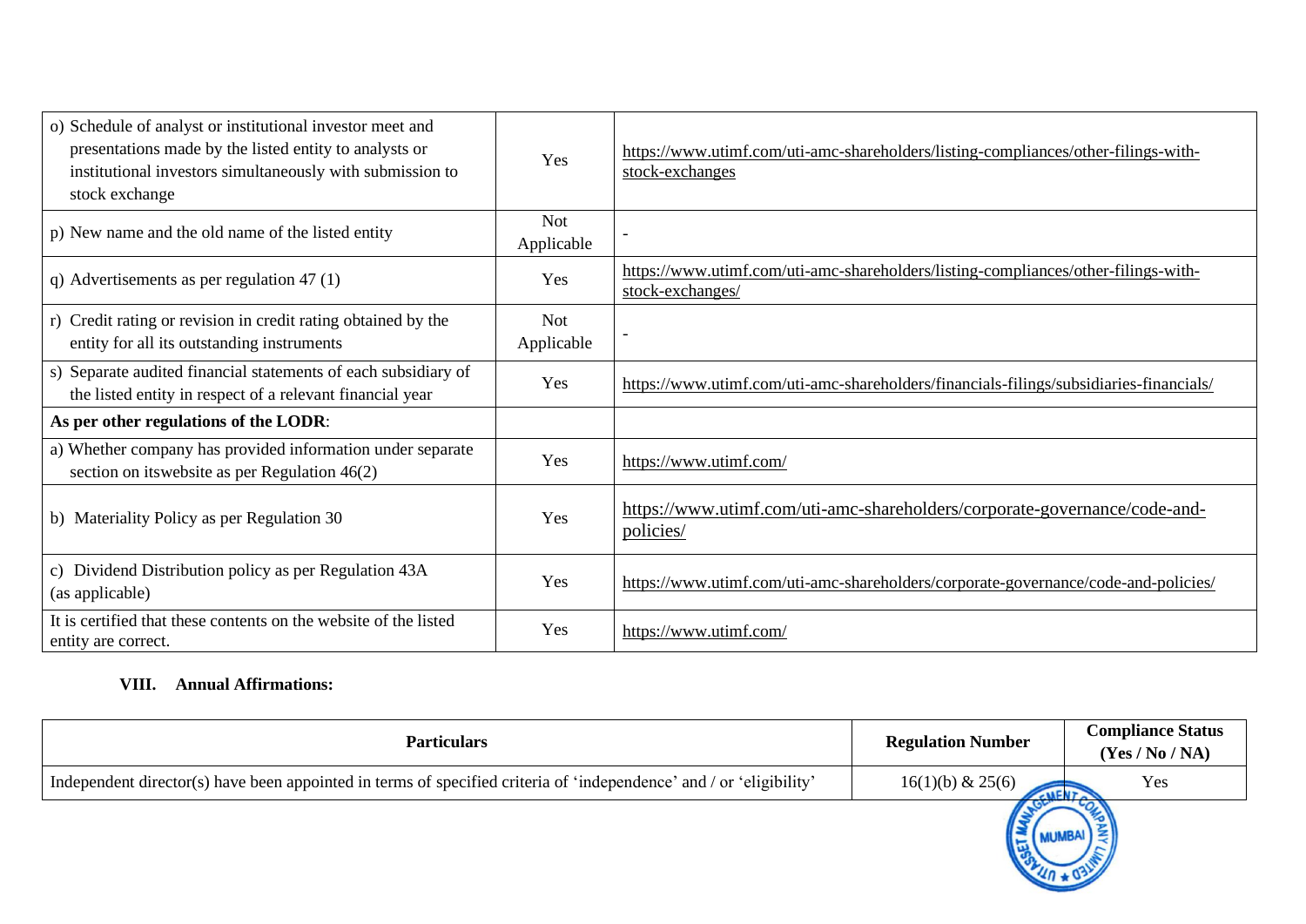| | | |
|---|---|---|
| o) Schedule of analyst or institutional investor meet and presentations made by the listed entity to analysts or institutional investors simultaneously with submission to stock exchange | Yes | https://www.utimf.com/uti-amc-shareholders/listing-compliances/other-filings-with-stock-exchanges |
| p) New name and the old name of the listed entity | Not Applicable | - |
| q) Advertisements as per regulation 47 (1) | Yes | https://www.utimf.com/uti-amc-shareholders/listing-compliances/other-filings-with-stock-exchanges/ |
| r) Credit rating or revision in credit rating obtained by the entity for all its outstanding instruments | Not Applicable | - |
| s) Separate audited financial statements of each subsidiary of the listed entity in respect of a relevant financial year | Yes | https://www.utimf.com/uti-amc-shareholders/financials-filings/subsidiaries-financials/ |
| **As per other regulations of the LODR**: | | |
| a) Whether company has provided information under separate section on itswebsite as per Regulation 46(2) | Yes | https://www.utimf.com/ |
| b) Materiality Policy as per Regulation 30 | Yes | https://www.utimf.com/uti-amc-shareholders/corporate-governance/code-and-policies/ |
| c) Dividend Distribution policy as per Regulation 43A (as applicable) | Yes | https://www.utimf.com/uti-amc-shareholders/corporate-governance/code-and-policies/ |
| It is certified that these contents on the website of the listed entity are correct. | Yes | https://www.utimf.com/ |

### VIII. Annual Affirmations:

| Particulars | Regulation Number | Compliance Status (Yes / No / NA) |
|---|---|---|
| Independent director(s) have been appointed in terms of specified criteria of 'independence' and / or 'eligibility' | 16(1)(b) & 25(6) | Yes |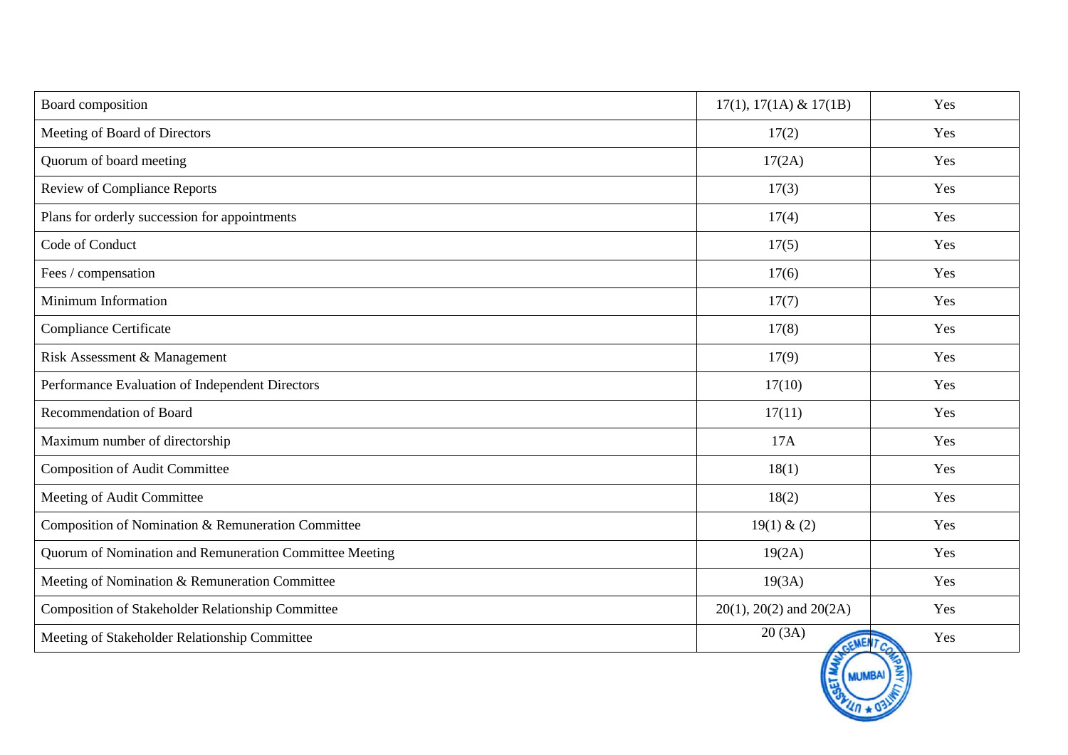| Board composition | 17(1), 17(1A) & 17(1B) | Yes |
|---|---|---|
| Meeting of Board of Directors | 17(2) | Yes |
| Quorum of board meeting | 17(2A) | Yes |
| Review of Compliance Reports | 17(3) | Yes |
| Plans for orderly succession for appointments | 17(4) | Yes |
| Code of Conduct | 17(5) | Yes |
| Fees / compensation | 17(6) | Yes |
| Minimum Information | 17(7) | Yes |
| Compliance Certificate | 17(8) | Yes |
| Risk Assessment & Management | 17(9) | Yes |
| Performance Evaluation of Independent Directors | 17(10) | Yes |
| Recommendation of Board | 17(11) | Yes |
| Maximum number of directorship | 17A | Yes |
| Composition of Audit Committee | 18(1) | Yes |
| Meeting of Audit Committee | 18(2) | Yes |
| Composition of Nomination & Remuneration Committee | 19(1) & (2) | Yes |
| Quorum of Nomination and Remuneration Committee Meeting | 19(2A) | Yes |
| Meeting of Nomination & Remuneration Committee | 19(3A) | Yes |
| Composition of Stakeholder Relationship Committee | 20(1), 20(2) and 20(2A) | Yes |
| Meeting of Stakeholder Relationship Committee | 20 (3A) | Yes |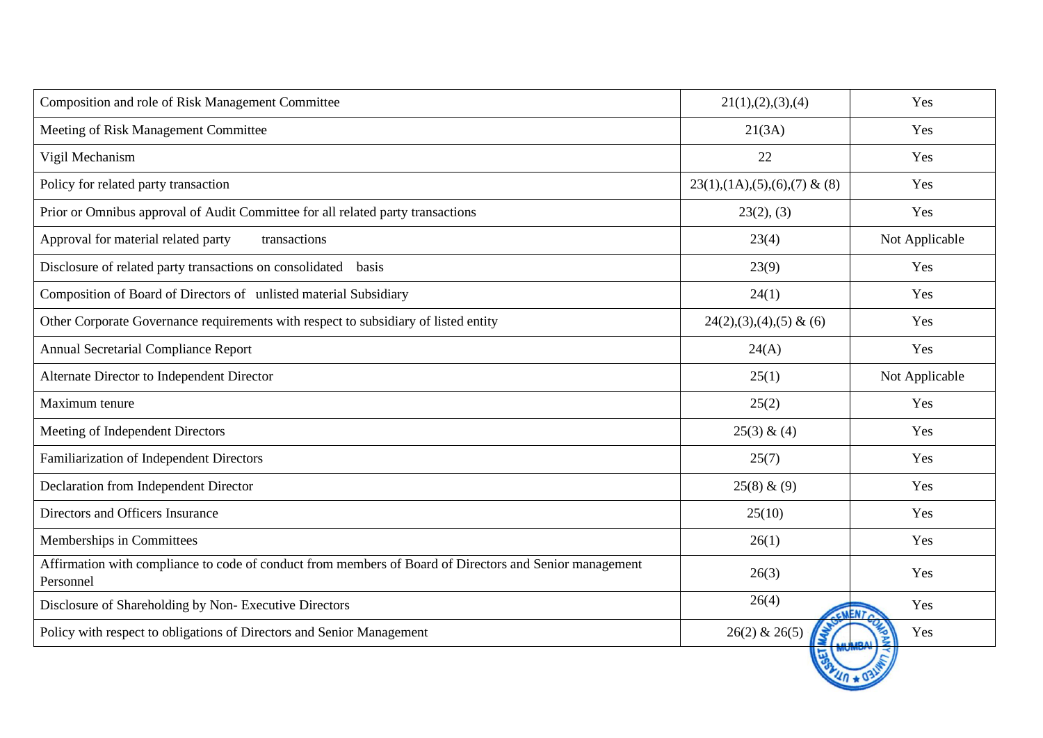| | | |
|---|---|---|
| Composition and role of Risk Management Committee | 21(1),(2),(3),(4) | Yes |
| Meeting of Risk Management Committee | 21(3A) | Yes |
| Vigil Mechanism | 22 | Yes |
| Policy for related party transaction | 23(1),(1A),(5),(6),(7) & (8) | Yes |
| Prior or Omnibus approval of Audit Committee for all related party transactions | 23(2), (3) | Yes |
| Approval for material related party transactions | 23(4) | Not Applicable |
| Disclosure of related party transactions on consolidated basis | 23(9) | Yes |
| Composition of Board of Directors of unlisted material Subsidiary | 24(1) | Yes |
| Other Corporate Governance requirements with respect to subsidiary of listed entity | 24(2),(3),(4),(5) & (6) | Yes |
| Annual Secretarial Compliance Report | 24(A) | Yes |
| Alternate Director to Independent Director | 25(1) | Not Applicable |
| Maximum tenure | 25(2) | Yes |
| Meeting of Independent Directors | 25(3) & (4) | Yes |
| Familiarization of Independent Directors | 25(7) | Yes |
| Declaration from Independent Director | 25(8) & (9) | Yes |
| Directors and Officers Insurance | 25(10) | Yes |
| Memberships in Committees | 26(1) | Yes |
| Affirmation with compliance to code of conduct from members of Board of Directors and Senior management Personnel | 26(3) | Yes |
| Disclosure of Shareholding by Non- Executive Directors | 26(4) | Yes |
| Policy with respect to obligations of Directors and Senior Management | 26(2) & 26(5) | Yes |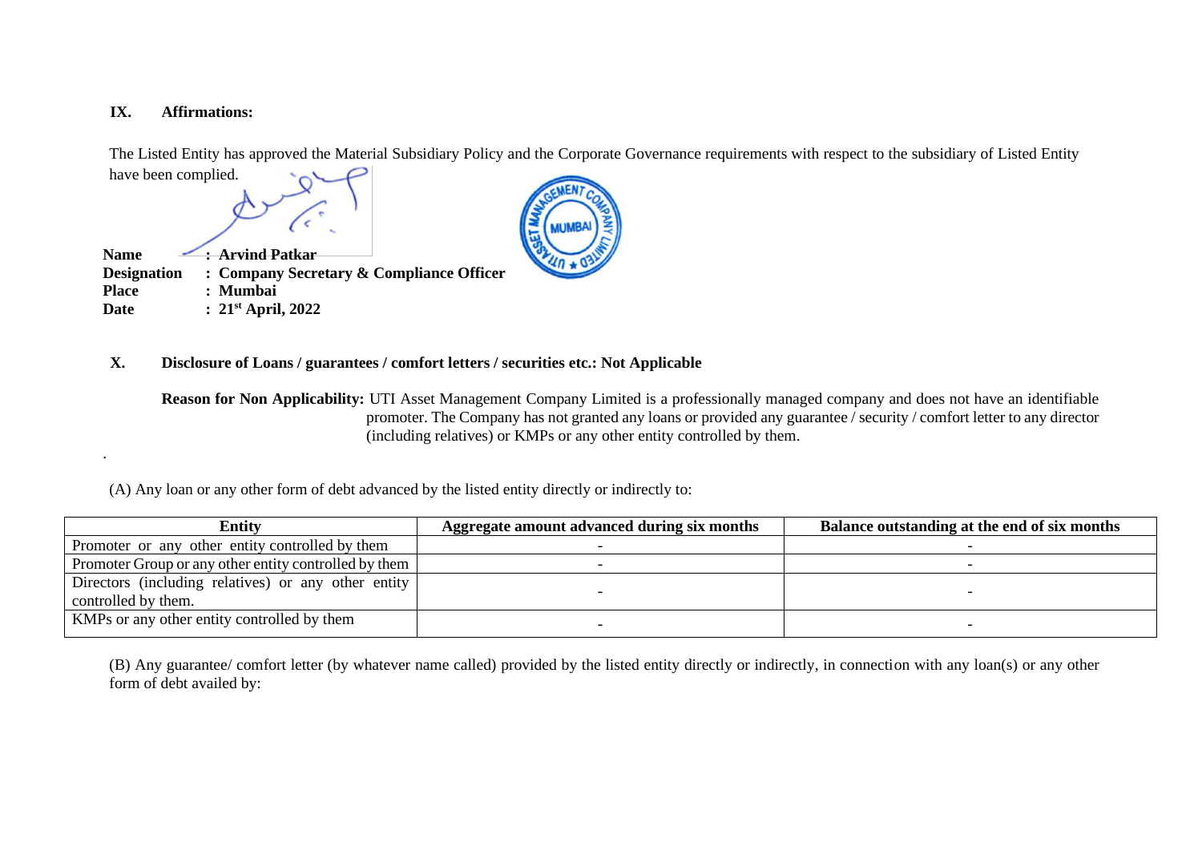## IX. Affirmations:

The Listed Entity has approved the Material Subsidiary Policy and the Corporate Governance requirements with respect to the subsidiary of Listed Entity have been complied.

**Name** : **Arvind Patkar**
**Designation** : **Company Secretary & Compliance Officer**
**Place** : **Mumbai**
**Date** : **21st April, 2022**

## X. Disclosure of Loans / guarantees / comfort letters / securities etc.: Not Applicable

**Reason for Non Applicability:** UTI Asset Management Company Limited is a professionally managed company and does not have an identifiable promoter. The Company has not granted any loans or provided any guarantee / security / comfort letter to any director (including relatives) or KMPs or any other entity controlled by them.

.

(A) Any loan or any other form of debt advanced by the listed entity directly or indirectly to:

| Entity | Aggregate amount advanced during six months | Balance outstanding at the end of six months |
|---|---|---|
| Promoter or any other entity controlled by them | - | - |
| Promoter Group or any other entity controlled by them | - | - |
| Directors (including relatives) or any other entity controlled by them. | - | - |
| KMPs or any other entity controlled by them | - | - |

(B) Any guarantee/ comfort letter (by whatever name called) provided by the listed entity directly or indirectly, in connection with any loan(s) or any other form of debt availed by: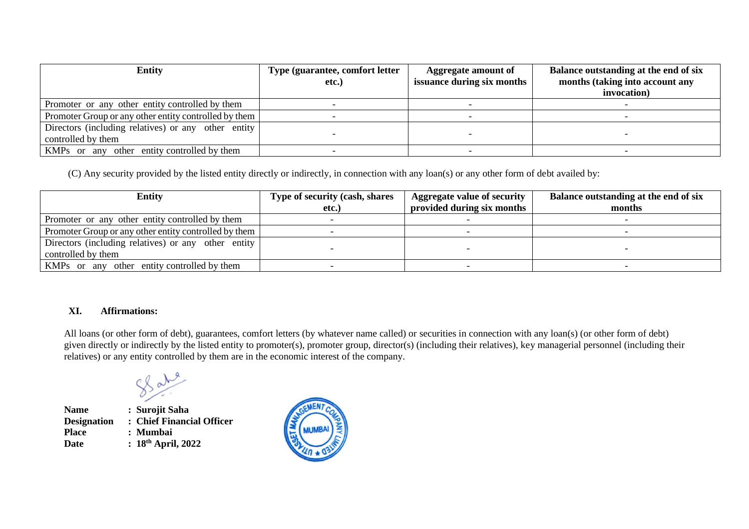| Entity | Type (guarantee, comfort letter etc.) | Aggregate amount of issuance during six months | Balance outstanding at the end of six months (taking into account any invocation) |
| --- | --- | --- | --- |
| Promoter or any other entity controlled by them | - | - | - |
| Promoter Group or any other entity controlled by them | - | - | - |
| Directors (including relatives) or any other entity controlled by them | - | - | - |
| KMPs or any other entity controlled by them | - | - | - |

(C) Any security provided by the listed entity directly or indirectly, in connection with any loan(s) or any other form of debt availed by:

| Entity | Type of security (cash, shares etc.) | Aggregate value of security provided during six months | Balance outstanding at the end of six months |
| --- | --- | --- | --- |
| Promoter or any other entity controlled by them | - | - | - |
| Promoter Group or any other entity controlled by them | - | - | - |
| Directors (including relatives) or any other entity controlled by them | - | - | - |
| KMPs or any other entity controlled by them | - | - | - |

## XI. Affirmations:

All loans (or other form of debt), guarantees, comfort letters (by whatever name called) or securities in connection with any loan(s) (or other form of debt) given directly or indirectly by the listed entity to promoter(s), promoter group, director(s) (including their relatives), key managerial personnel (including their relatives) or any entity controlled by them are in the economic interest of the company.

**Name** : **Surojit Saha**
**Designation** : **Chief Financial Officer**
**Place** : **Mumbai**
**Date** : **18th April, 2022**